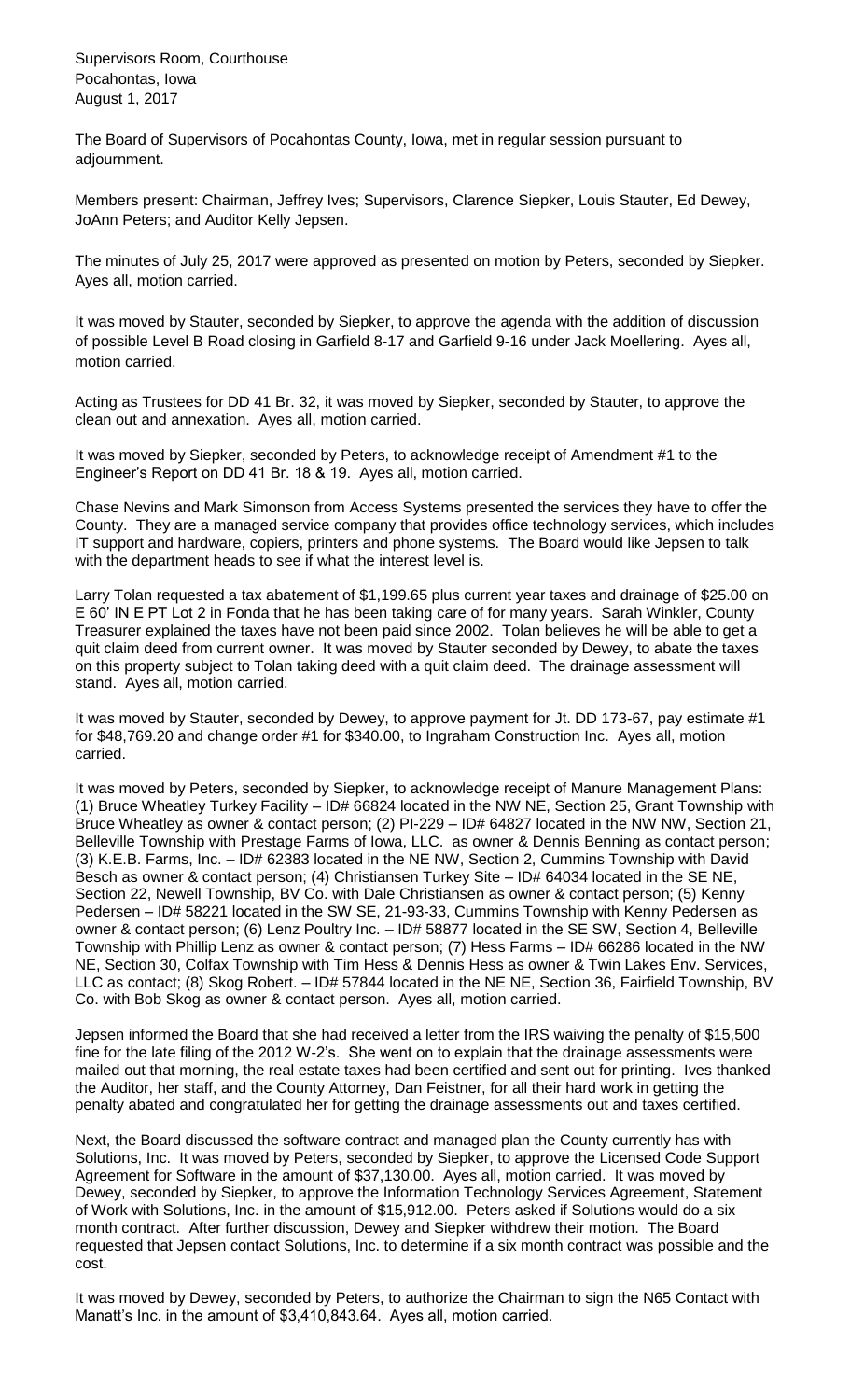Supervisors Room, Courthouse
Pocahontas, Iowa
August 1, 2017

The Board of Supervisors of Pocahontas County, Iowa, met in regular session pursuant to adjournment.

Members present: Chairman, Jeffrey Ives; Supervisors, Clarence Siepker, Louis Stauter, Ed Dewey, JoAnn Peters; and Auditor Kelly Jepsen.

The minutes of July 25, 2017 were approved as presented on motion by Peters, seconded by Siepker. Ayes all, motion carried.

It was moved by Stauter, seconded by Siepker, to approve the agenda with the addition of discussion of possible Level B Road closing in Garfield 8-17 and Garfield 9-16 under Jack Moellering. Ayes all, motion carried.

Acting as Trustees for DD 41 Br. 32, it was moved by Siepker, seconded by Stauter, to approve the clean out and annexation. Ayes all, motion carried.

It was moved by Siepker, seconded by Peters, to acknowledge receipt of Amendment #1 to the Engineer's Report on DD 41 Br. 18 & 19. Ayes all, motion carried.

Chase Nevins and Mark Simonson from Access Systems presented the services they have to offer the County. They are a managed service company that provides office technology services, which includes IT support and hardware, copiers, printers and phone systems. The Board would like Jepsen to talk with the department heads to see if what the interest level is.

Larry Tolan requested a tax abatement of $1,199.65 plus current year taxes and drainage of $25.00 on E 60' IN E PT Lot 2 in Fonda that he has been taking care of for many years. Sarah Winkler, County Treasurer explained the taxes have not been paid since 2002. Tolan believes he will be able to get a quit claim deed from current owner. It was moved by Stauter seconded by Dewey, to abate the taxes on this property subject to Tolan taking deed with a quit claim deed. The drainage assessment will stand. Ayes all, motion carried.

It was moved by Stauter, seconded by Dewey, to approve payment for Jt. DD 173-67, pay estimate #1 for $48,769.20 and change order #1 for $340.00, to Ingraham Construction Inc. Ayes all, motion carried.

It was moved by Peters, seconded by Siepker, to acknowledge receipt of Manure Management Plans: (1) Bruce Wheatley Turkey Facility – ID# 66824 located in the NW NE, Section 25, Grant Township with Bruce Wheatley as owner & contact person; (2) PI-229 – ID# 64827 located in the NW NW, Section 21, Belleville Township with Prestage Farms of Iowa, LLC. as owner & Dennis Benning as contact person; (3) K.E.B. Farms, Inc. – ID# 62383 located in the NE NW, Section 2, Cummins Township with David Besch as owner & contact person; (4) Christiansen Turkey Site – ID# 64034 located in the SE NE, Section 22, Newell Township, BV Co. with Dale Christiansen as owner & contact person; (5) Kenny Pedersen – ID# 58221 located in the SW SE, 21-93-33, Cummins Township with Kenny Pedersen as owner & contact person; (6) Lenz Poultry Inc. – ID# 58877 located in the SE SW, Section 4, Belleville Township with Phillip Lenz as owner & contact person; (7) Hess Farms – ID# 66286 located in the NW NE, Section 30, Colfax Township with Tim Hess & Dennis Hess as owner & Twin Lakes Env. Services, LLC as contact; (8) Skog Robert. – ID# 57844 located in the NE NE, Section 36, Fairfield Township, BV Co. with Bob Skog as owner & contact person. Ayes all, motion carried.

Jepsen informed the Board that she had received a letter from the IRS waiving the penalty of $15,500 fine for the late filing of the 2012 W-2's. She went on to explain that the drainage assessments were mailed out that morning, the real estate taxes had been certified and sent out for printing. Ives thanked the Auditor, her staff, and the County Attorney, Dan Feistner, for all their hard work in getting the penalty abated and congratulated her for getting the drainage assessments out and taxes certified.

Next, the Board discussed the software contract and managed plan the County currently has with Solutions, Inc. It was moved by Peters, seconded by Siepker, to approve the Licensed Code Support Agreement for Software in the amount of $37,130.00. Ayes all, motion carried. It was moved by Dewey, seconded by Siepker, to approve the Information Technology Services Agreement, Statement of Work with Solutions, Inc. in the amount of $15,912.00. Peters asked if Solutions would do a six month contract. After further discussion, Dewey and Siepker withdrew their motion. The Board requested that Jepsen contact Solutions, Inc. to determine if a six month contract was possible and the cost.

It was moved by Dewey, seconded by Peters, to authorize the Chairman to sign the N65 Contact with Manatt's Inc. in the amount of $3,410,843.64. Ayes all, motion carried.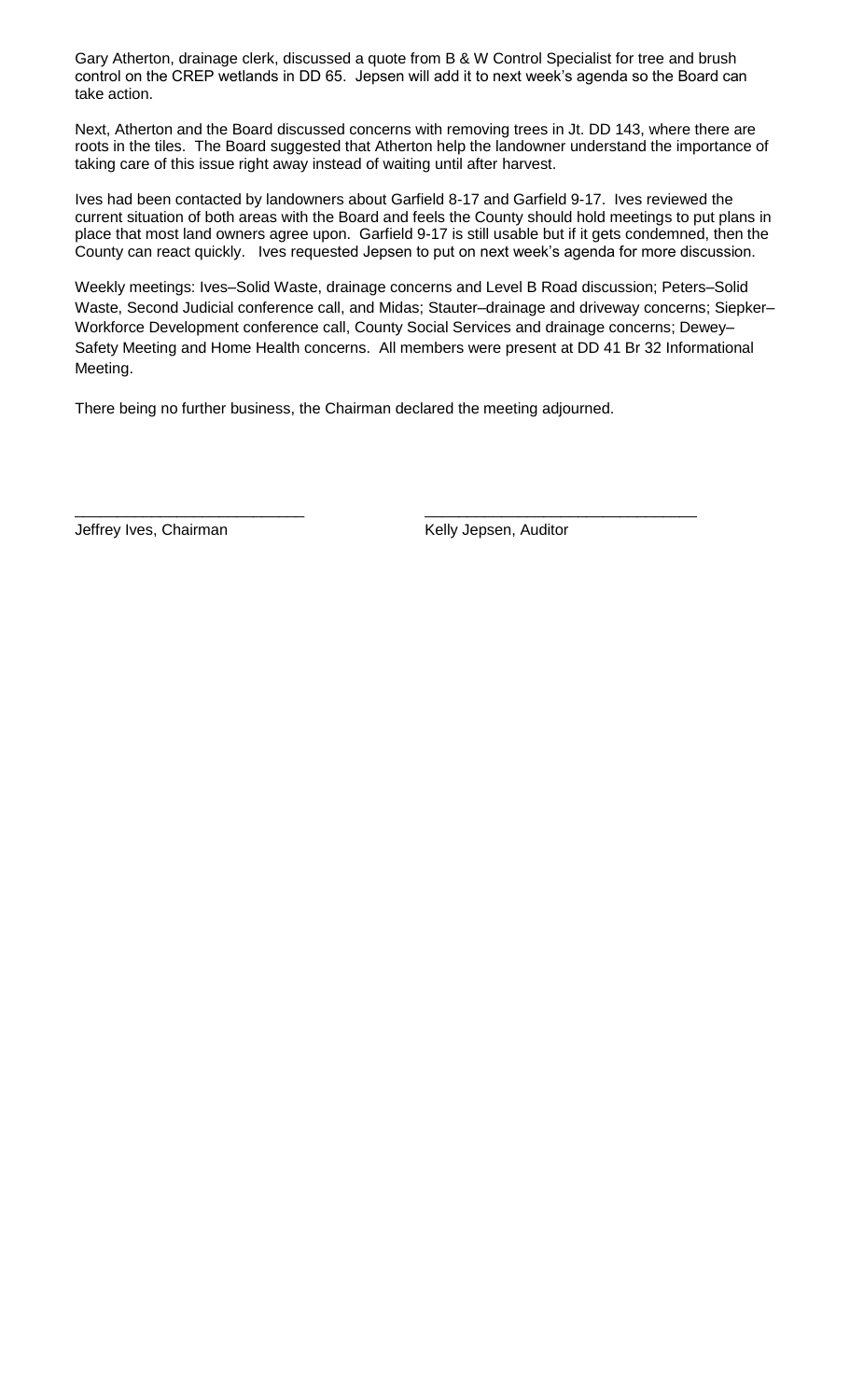Gary Atherton, drainage clerk, discussed a quote from B & W Control Specialist for tree and brush control on the CREP wetlands in DD 65. Jepsen will add it to next week's agenda so the Board can take action.

Next, Atherton and the Board discussed concerns with removing trees in Jt. DD 143, where there are roots in the tiles. The Board suggested that Atherton help the landowner understand the importance of taking care of this issue right away instead of waiting until after harvest.

Ives had been contacted by landowners about Garfield 8-17 and Garfield 9-17. Ives reviewed the current situation of both areas with the Board and feels the County should hold meetings to put plans in place that most land owners agree upon. Garfield 9-17 is still usable but if it gets condemned, then the County can react quickly. Ives requested Jepsen to put on next week's agenda for more discussion.

Weekly meetings: Ives–Solid Waste, drainage concerns and Level B Road discussion; Peters–Solid Waste, Second Judicial conference call, and Midas; Stauter–drainage and driveway concerns; Siepker–Workforce Development conference call, County Social Services and drainage concerns; Dewey–Safety Meeting and Home Health concerns. All members were present at DD 41 Br 32 Informational Meeting.

There being no further business, the Chairman declared the meeting adjourned.

\_\_\_\_\_\_\_\_\_\_\_\_\_\_\_\_\_\_\_\_\_\_\_\_\_\_\_ \_\_\_\_\_\_\_\_\_\_\_\_\_\_\_\_\_\_\_\_\_\_\_\_\_\_\_\_\_\_\_\_

Jeffrey Ives, Chairman Kelly Jepsen, Auditor